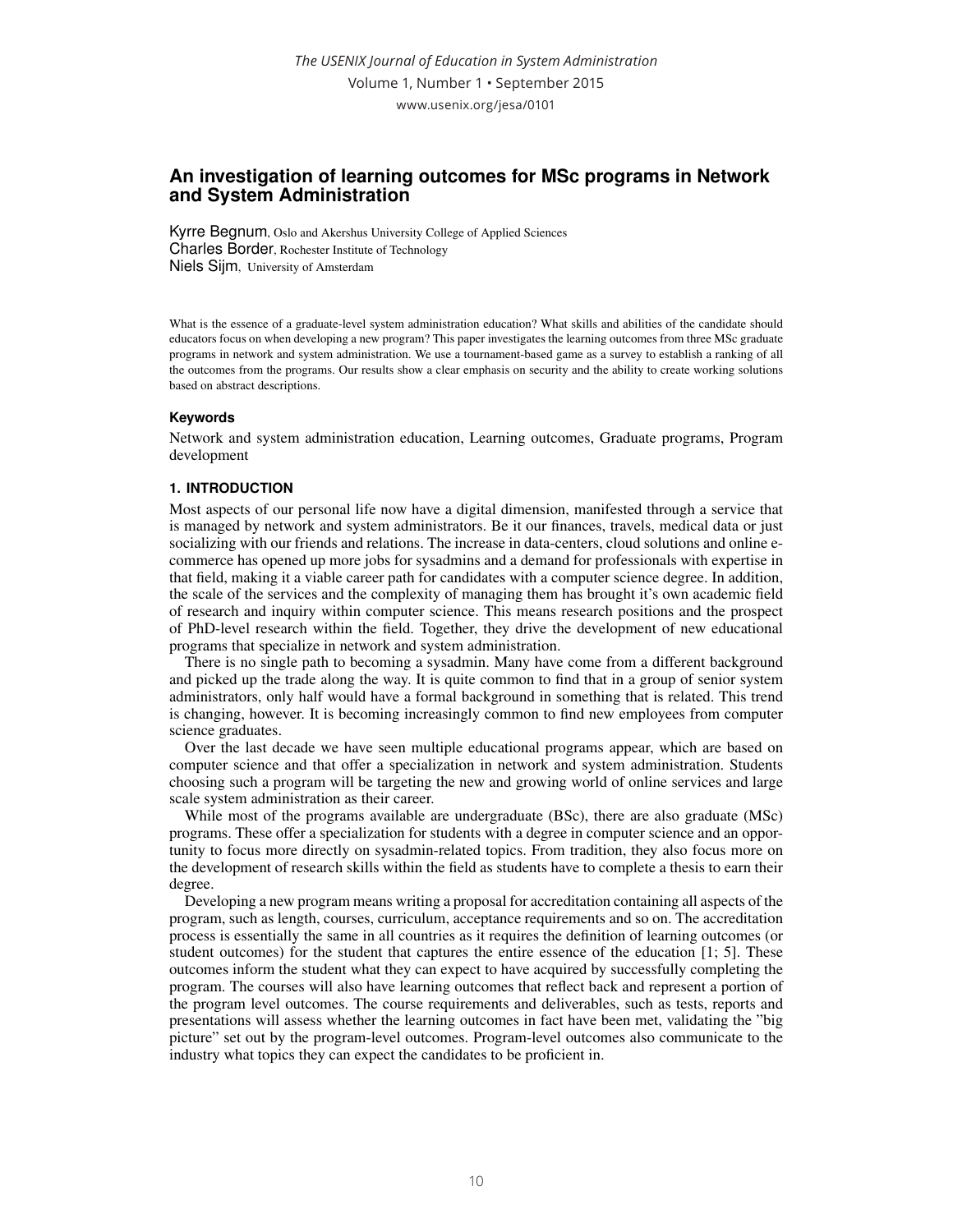# An investigation of learning outcomes for MSc programs in Network and System Administration

Kyrre Begnum, Oslo and Akershus University College of Applied Sciences
Charles Border, Rochester Institute of Technology
Niels Sijm, University of Amsterdam

What is the essence of a graduate-level system administration education? What skills and abilities of the candidate should educators focus on when developing a new program? This paper investigates the learning outcomes from three MSc graduate programs in network and system administration. We use a tournament-based game as a survey to establish a ranking of all the outcomes from the programs. Our results show a clear emphasis on security and the ability to create working solutions based on abstract descriptions.

### Keywords

Network and system administration education, Learning outcomes, Graduate programs, Program development

## 1. INTRODUCTION

Most aspects of our personal life now have a digital dimension, manifested through a service that is managed by network and system administrators. Be it our finances, travels, medical data or just socializing with our friends and relations. The increase in data-centers, cloud solutions and online e-commerce has opened up more jobs for sysadmins and a demand for professionals with expertise in that field, making it a viable career path for candidates with a computer science degree. In addition, the scale of the services and the complexity of managing them has brought it's own academic field of research and inquiry within computer science. This means research positions and the prospect of PhD-level research within the field. Together, they drive the development of new educational programs that specialize in network and system administration.

There is no single path to becoming a sysadmin. Many have come from a different background and picked up the trade along the way. It is quite common to find that in a group of senior system administrators, only half would have a formal background in something that is related. This trend is changing, however. It is becoming increasingly common to find new employees from computer science graduates.

Over the last decade we have seen multiple educational programs appear, which are based on computer science and that offer a specialization in network and system administration. Students choosing such a program will be targeting the new and growing world of online services and large scale system administration as their career.

While most of the programs available are undergraduate (BSc), there are also graduate (MSc) programs. These offer a specialization for students with a degree in computer science and an opportunity to focus more directly on sysadmin-related topics. From tradition, they also focus more on the development of research skills within the field as students have to complete a thesis to earn their degree.

Developing a new program means writing a proposal for accreditation containing all aspects of the program, such as length, courses, curriculum, acceptance requirements and so on. The accreditation process is essentially the same in all countries as it requires the definition of learning outcomes (or student outcomes) for the student that captures the entire essence of the education [1; 5]. These outcomes inform the student what they can expect to have acquired by successfully completing the program. The courses will also have learning outcomes that reflect back and represent a portion of the program level outcomes. The course requirements and deliverables, such as tests, reports and presentations will assess whether the learning outcomes in fact have been met, validating the "big picture" set out by the program-level outcomes. Program-level outcomes also communicate to the industry what topics they can expect the candidates to be proficient in.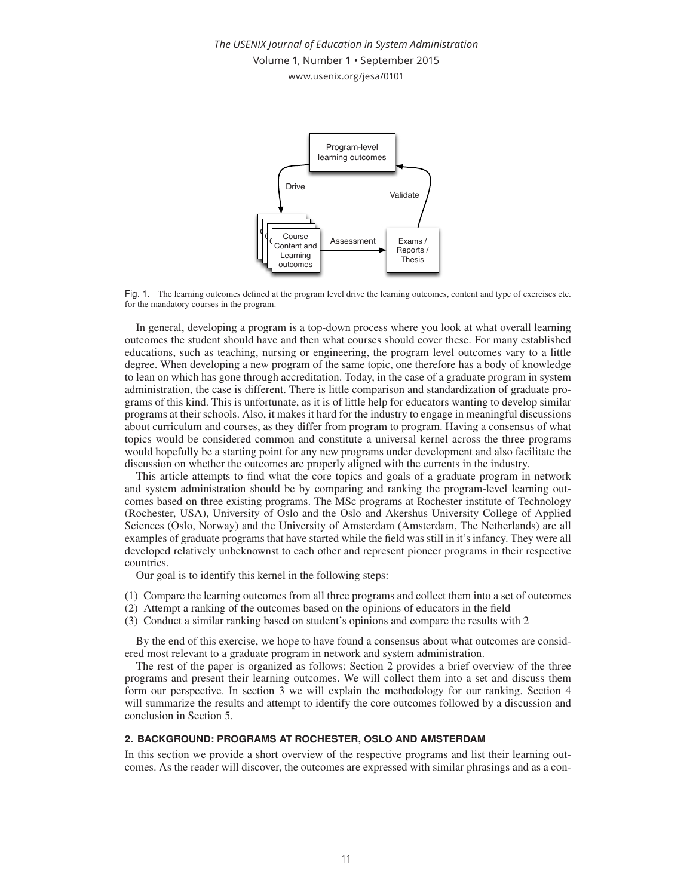Program-level learning outcomes

Drive

Validate

Course Content and Learning outcomes

Assessment

Exams / Reports / Thesis

Fig. 1. The learning outcomes defined at the program level drive the learning outcomes, content and type of exercises etc. for the mandatory courses in the program.

In general, developing a program is a top-down process where you look at what overall learning outcomes the student should have and then what courses should cover these. For many established educations, such as teaching, nursing or engineering, the program level outcomes vary to a little degree. When developing a new program of the same topic, one therefore has a body of knowledge to lean on which has gone through accreditation. Today, in the case of a graduate program in system administration, the case is different. There is little comparison and standardization of graduate programs of this kind. This is unfortunate, as it is of little help for educators wanting to develop similar programs at their schools. Also, it makes it hard for the industry to engage in meaningful discussions about curriculum and courses, as they differ from program to program. Having a consensus of what topics would be considered common and constitute a universal kernel across the three programs would hopefully be a starting point for any new programs under development and also facilitate the discussion on whether the outcomes are properly aligned with the currents in the industry.

This article attempts to find what the core topics and goals of a graduate program in network and system administration should be by comparing and ranking the program-level learning outcomes based on three existing programs. The MSc programs at Rochester institute of Technology (Rochester, USA), University of Oslo and the Oslo and Akershus University College of Applied Sciences (Oslo, Norway) and the University of Amsterdam (Amsterdam, The Netherlands) are all examples of graduate programs that have started while the field was still in it's infancy. They were all developed relatively unbeknownst to each other and represent pioneer programs in their respective countries.

Our goal is to identify this kernel in the following steps:

(1) Compare the learning outcomes from all three programs and collect them into a set of outcomes
(2) Attempt a ranking of the outcomes based on the opinions of educators in the field
(3) Conduct a similar ranking based on student's opinions and compare the results with 2

By the end of this exercise, we hope to have found a consensus about what outcomes are considered most relevant to a graduate program in network and system administration.

The rest of the paper is organized as follows: Section 2 provides a brief overview of the three programs and present their learning outcomes. We will collect them into a set and discuss them form our perspective. In section 3 we will explain the methodology for our ranking. Section 4 will summarize the results and attempt to identify the core outcomes followed by a discussion and conclusion in Section 5.

## 2. BACKGROUND: PROGRAMS AT ROCHESTER, OSLO AND AMSTERDAM

In this section we provide a short overview of the respective programs and list their learning outcomes. As the reader will discover, the outcomes are expressed with similar phrasings and as a con-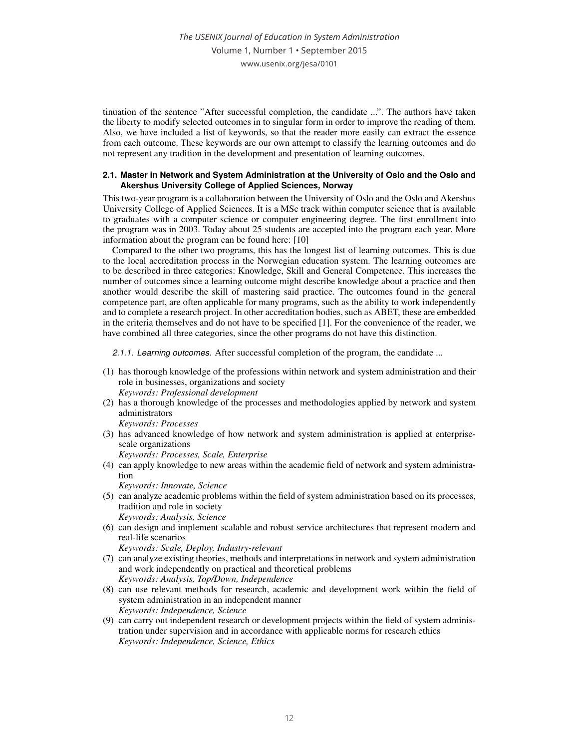tinuation of the sentence "After successful completion, the candidate ...". The authors have taken the liberty to modify selected outcomes in to singular form in order to improve the reading of them. Also, we have included a list of keywords, so that the reader more easily can extract the essence from each outcome. These keywords are our own attempt to classify the learning outcomes and do not represent any tradition in the development and presentation of learning outcomes.

### 2.1. Master in Network and System Administration at the University of Oslo and the Oslo and Akershus University College of Applied Sciences, Norway

This two-year program is a collaboration between the University of Oslo and the Oslo and Akershus University College of Applied Sciences. It is a MSc track within computer science that is available to graduates with a computer science or computer engineering degree. The first enrollment into the program was in 2003. Today about 25 students are accepted into the program each year. More information about the program can be found here: [10]

Compared to the other two programs, this has the longest list of learning outcomes. This is due to the local accreditation process in the Norwegian education system. The learning outcomes are to be described in three categories: Knowledge, Skill and General Competence. This increases the number of outcomes since a learning outcome might describe knowledge about a practice and then another would describe the skill of mastering said practice. The outcomes found in the general competence part, are often applicable for many programs, such as the ability to work independently and to complete a research project. In other accreditation bodies, such as ABET, these are embedded in the criteria themselves and do not have to be specified [1]. For the convenience of the reader, we have combined all three categories, since the other programs do not have this distinction.

*2.1.1. Learning outcomes.* After successful completion of the program, the candidate ...

(1) has thorough knowledge of the professions within network and system administration and their role in businesses, organizations and society
*Keywords: Professional development*

(2) has a thorough knowledge of the processes and methodologies applied by network and system administrators
*Keywords: Processes*

(3) has advanced knowledge of how network and system administration is applied at enterprise-scale organizations
*Keywords: Processes, Scale, Enterprise*

(4) can apply knowledge to new areas within the academic field of network and system administration
*Keywords: Innovate, Science*

(5) can analyze academic problems within the field of system administration based on its processes, tradition and role in society
*Keywords: Analysis, Science*

(6) can design and implement scalable and robust service architectures that represent modern and real-life scenarios
*Keywords: Scale, Deploy, Industry-relevant*

(7) can analyze existing theories, methods and interpretations in network and system administration and work independently on practical and theoretical problems
*Keywords: Analysis, Top/Down, Independence*

(8) can use relevant methods for research, academic and development work within the field of system administration in an independent manner
*Keywords: Independence, Science*

(9) can carry out independent research or development projects within the field of system administration under supervision and in accordance with applicable norms for research ethics
*Keywords: Independence, Science, Ethics*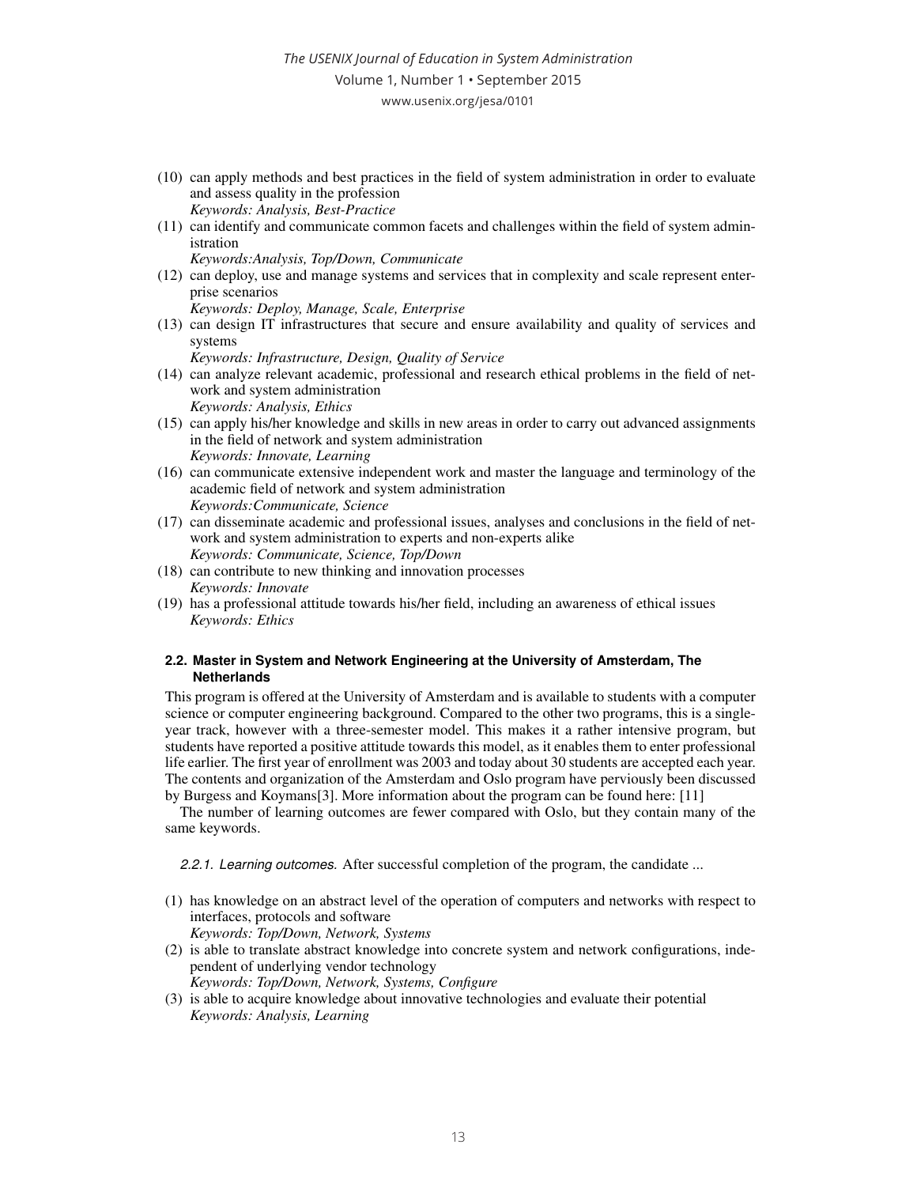(10) can apply methods and best practices in the field of system administration in order to evaluate and assess quality in the profession
*Keywords: Analysis, Best-Practice*

(11) can identify and communicate common facets and challenges within the field of system administration
*Keywords:Analysis, Top/Down, Communicate*

(12) can deploy, use and manage systems and services that in complexity and scale represent enterprise scenarios
*Keywords: Deploy, Manage, Scale, Enterprise*

(13) can design IT infrastructures that secure and ensure availability and quality of services and systems
*Keywords: Infrastructure, Design, Quality of Service*

(14) can analyze relevant academic, professional and research ethical problems in the field of network and system administration
*Keywords: Analysis, Ethics*

(15) can apply his/her knowledge and skills in new areas in order to carry out advanced assignments in the field of network and system administration
*Keywords: Innovate, Learning*

(16) can communicate extensive independent work and master the language and terminology of the academic field of network and system administration
*Keywords:Communicate, Science*

(17) can disseminate academic and professional issues, analyses and conclusions in the field of network and system administration to experts and non-experts alike
*Keywords: Communicate, Science, Top/Down*

(18) can contribute to new thinking and innovation processes
*Keywords: Innovate*

(19) has a professional attitude towards his/her field, including an awareness of ethical issues
*Keywords: Ethics*

### 2.2. Master in System and Network Engineering at the University of Amsterdam, The Netherlands

This program is offered at the University of Amsterdam and is available to students with a computer science or computer engineering background. Compared to the other two programs, this is a single-year track, however with a three-semester model. This makes it a rather intensive program, but students have reported a positive attitude towards this model, as it enables them to enter professional life earlier. The first year of enrollment was 2003 and today about 30 students are accepted each year. The contents and organization of the Amsterdam and Oslo program have perviously been discussed by Burgess and Koymans[3]. More information about the program can be found here: [11]

The number of learning outcomes are fewer compared with Oslo, but they contain many of the same keywords.

*2.2.1. Learning outcomes.* After successful completion of the program, the candidate ...

(1) has knowledge on an abstract level of the operation of computers and networks with respect to interfaces, protocols and software
*Keywords: Top/Down, Network, Systems*

(2) is able to translate abstract knowledge into concrete system and network configurations, independent of underlying vendor technology
*Keywords: Top/Down, Network, Systems, Configure*

(3) is able to acquire knowledge about innovative technologies and evaluate their potential
*Keywords: Analysis, Learning*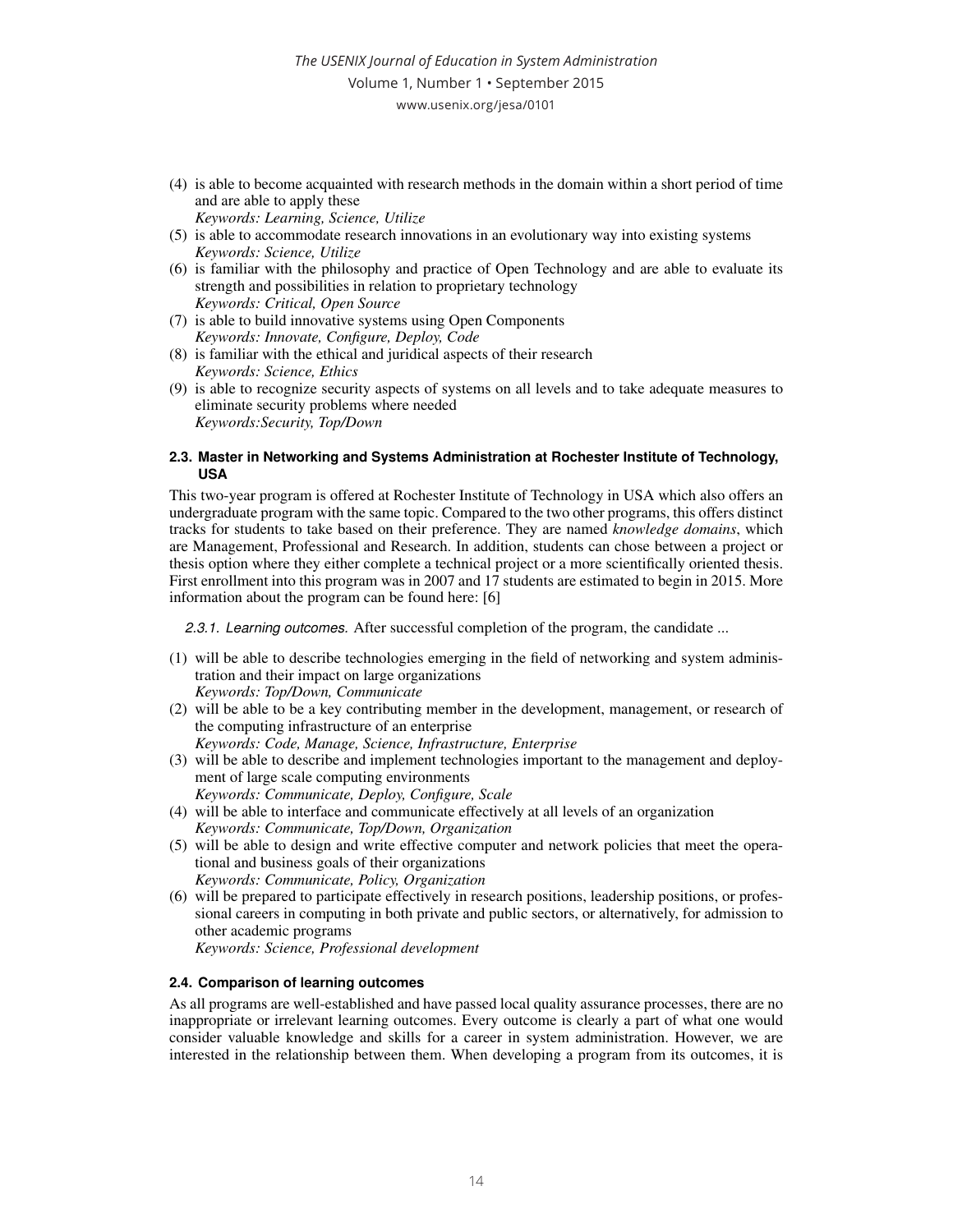(4) is able to become acquainted with research methods in the domain within a short period of time and are able to apply these
*Keywords: Learning, Science, Utilize*
(5) is able to accommodate research innovations in an evolutionary way into existing systems
*Keywords: Science, Utilize*
(6) is familiar with the philosophy and practice of Open Technology and are able to evaluate its strength and possibilities in relation to proprietary technology
*Keywords: Critical, Open Source*
(7) is able to build innovative systems using Open Components
*Keywords: Innovate, Configure, Deploy, Code*
(8) is familiar with the ethical and juridical aspects of their research
*Keywords: Science, Ethics*
(9) is able to recognize security aspects of systems on all levels and to take adequate measures to eliminate security problems where needed
*Keywords:Security, Top/Down*

### 2.3. Master in Networking and Systems Administration at Rochester Institute of Technology, USA

This two-year program is offered at Rochester Institute of Technology in USA which also offers an undergraduate program with the same topic. Compared to the two other programs, this offers distinct tracks for students to take based on their preference. They are named *knowledge domains*, which are Management, Professional and Research. In addition, students can chose between a project or thesis option where they either complete a technical project or a more scientifically oriented thesis. First enrollment into this program was in 2007 and 17 students are estimated to begin in 2015. More information about the program can be found here: [6]

*2.3.1. Learning outcomes.* After successful completion of the program, the candidate ...

(1) will be able to describe technologies emerging in the field of networking and system administration and their impact on large organizations
*Keywords: Top/Down, Communicate*
(2) will be able to be a key contributing member in the development, management, or research of the computing infrastructure of an enterprise
*Keywords: Code, Manage, Science, Infrastructure, Enterprise*
(3) will be able to describe and implement technologies important to the management and deployment of large scale computing environments
*Keywords: Communicate, Deploy, Configure, Scale*
(4) will be able to interface and communicate effectively at all levels of an organization
*Keywords: Communicate, Top/Down, Organization*
(5) will be able to design and write effective computer and network policies that meet the operational and business goals of their organizations
*Keywords: Communicate, Policy, Organization*
(6) will be prepared to participate effectively in research positions, leadership positions, or professional careers in computing in both private and public sectors, or alternatively, for admission to other academic programs
*Keywords: Science, Professional development*

### 2.4. Comparison of learning outcomes

As all programs are well-established and have passed local quality assurance processes, there are no inappropriate or irrelevant learning outcomes. Every outcome is clearly a part of what one would consider valuable knowledge and skills for a career in system administration. However, we are interested in the relationship between them. When developing a program from its outcomes, it is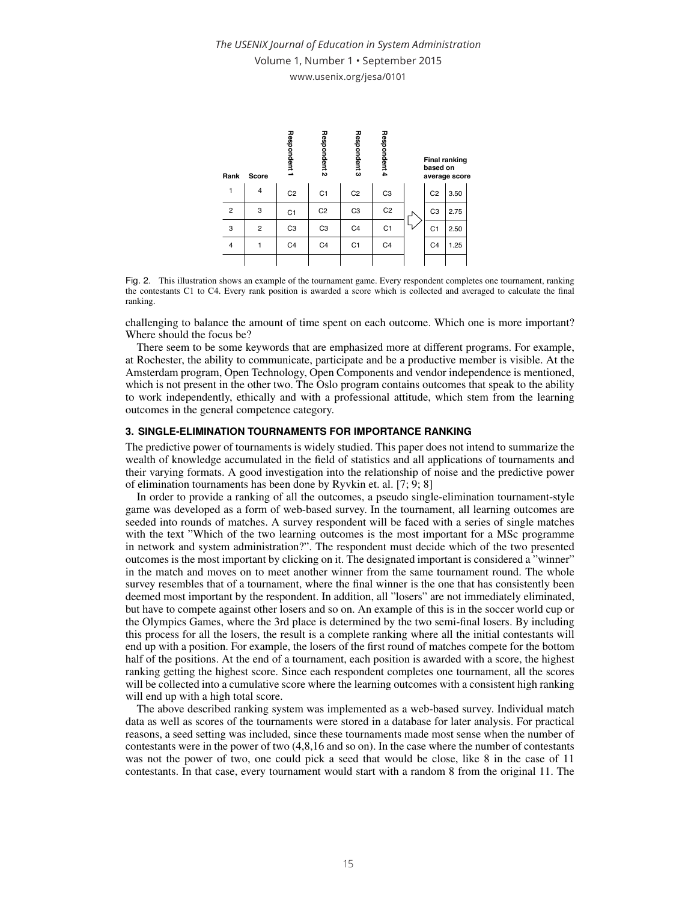| Rank | Score | Respondent 1 | Respondent 2 | Respondent 3 | Respondent 4 | | Final ranking based on average score | |
|---|---|---|---|---|---|---|---|---|
| 1 | 4 | C2 | C1 | C2 | C3 | | C2 | 3.50 |
| 2 | 3 | C1 | C2 | C3 | C2 | ⇨ | C3 | 2.75 |
| 3 | 2 | C3 | C3 | C4 | C1 | | C1 | 2.50 |
| 4 | 1 | C4 | C4 | C1 | C4 | | C4 | 1.25 |

Fig. 2. This illustration shows an example of the tournament game. Every respondent completes one tournament, ranking the contestants C1 to C4. Every rank position is awarded a score which is collected and averaged to calculate the final ranking.

challenging to balance the amount of time spent on each outcome. Which one is more important? Where should the focus be?

There seem to be some keywords that are emphasized more at different programs. For example, at Rochester, the ability to communicate, participate and be a productive member is visible. At the Amsterdam program, Open Technology, Open Components and vendor independence is mentioned, which is not present in the other two. The Oslo program contains outcomes that speak to the ability to work independently, ethically and with a professional attitude, which stem from the learning outcomes in the general competence category.

### 3. SINGLE-ELIMINATION TOURNAMENTS FOR IMPORTANCE RANKING

The predictive power of tournaments is widely studied. This paper does not intend to summarize the wealth of knowledge accumulated in the field of statistics and all applications of tournaments and their varying formats. A good investigation into the relationship of noise and the predictive power of elimination tournaments has been done by Ryvkin et. al. [7; 9; 8]

In order to provide a ranking of all the outcomes, a pseudo single-elimination tournament-style game was developed as a form of web-based survey. In the tournament, all learning outcomes are seeded into rounds of matches. A survey respondent will be faced with a series of single matches with the text "Which of the two learning outcomes is the most important for a MSc programme in network and system administration?". The respondent must decide which of the two presented outcomes is the most important by clicking on it. The designated important is considered a "winner" in the match and moves on to meet another winner from the same tournament round. The whole survey resembles that of a tournament, where the final winner is the one that has consistently been deemed most important by the respondent. In addition, all "losers" are not immediately eliminated, but have to compete against other losers and so on. An example of this is in the soccer world cup or the Olympics Games, where the 3rd place is determined by the two semi-final losers. By including this process for all the losers, the result is a complete ranking where all the initial contestants will end up with a position. For example, the losers of the first round of matches compete for the bottom half of the positions. At the end of a tournament, each position is awarded with a score, the highest ranking getting the highest score. Since each respondent completes one tournament, all the scores will be collected into a cumulative score where the learning outcomes with a consistent high ranking will end up with a high total score.

The above described ranking system was implemented as a web-based survey. Individual match data as well as scores of the tournaments were stored in a database for later analysis. For practical reasons, a seed setting was included, since these tournaments made most sense when the number of contestants were in the power of two (4,8,16 and so on). In the case where the number of contestants was not the power of two, one could pick a seed that would be close, like 8 in the case of 11 contestants. In that case, every tournament would start with a random 8 from the original 11. The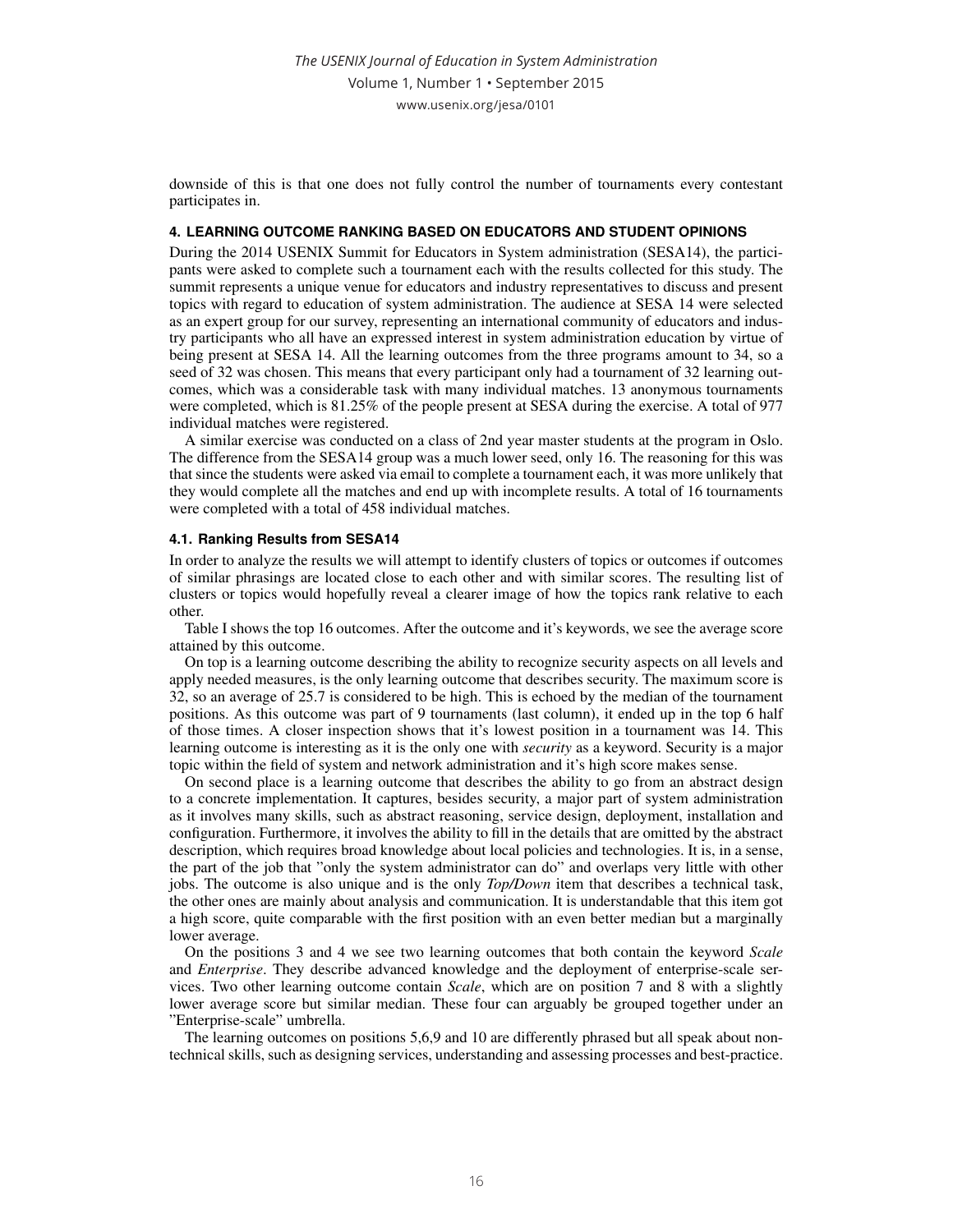downside of this is that one does not fully control the number of tournaments every contestant participates in.

### 4. LEARNING OUTCOME RANKING BASED ON EDUCATORS AND STUDENT OPINIONS

During the 2014 USENIX Summit for Educators in System administration (SESA14), the participants were asked to complete such a tournament each with the results collected for this study. The summit represents a unique venue for educators and industry representatives to discuss and present topics with regard to education of system administration. The audience at SESA 14 were selected as an expert group for our survey, representing an international community of educators and industry participants who all have an expressed interest in system administration education by virtue of being present at SESA 14. All the learning outcomes from the three programs amount to 34, so a seed of 32 was chosen. This means that every participant only had a tournament of 32 learning outcomes, which was a considerable task with many individual matches. 13 anonymous tournaments were completed, which is 81.25% of the people present at SESA during the exercise. A total of 977 individual matches were registered.

A similar exercise was conducted on a class of 2nd year master students at the program in Oslo. The difference from the SESA14 group was a much lower seed, only 16. The reasoning for this was that since the students were asked via email to complete a tournament each, it was more unlikely that they would complete all the matches and end up with incomplete results. A total of 16 tournaments were completed with a total of 458 individual matches.

#### 4.1. Ranking Results from SESA14

In order to analyze the results we will attempt to identify clusters of topics or outcomes if outcomes of similar phrasings are located close to each other and with similar scores. The resulting list of clusters or topics would hopefully reveal a clearer image of how the topics rank relative to each other.

Table I shows the top 16 outcomes. After the outcome and it's keywords, we see the average score attained by this outcome.

On top is a learning outcome describing the ability to recognize security aspects on all levels and apply needed measures, is the only learning outcome that describes security. The maximum score is 32, so an average of 25.7 is considered to be high. This is echoed by the median of the tournament positions. As this outcome was part of 9 tournaments (last column), it ended up in the top 6 half of those times. A closer inspection shows that it's lowest position in a tournament was 14. This learning outcome is interesting as it is the only one with *security* as a keyword. Security is a major topic within the field of system and network administration and it's high score makes sense.

On second place is a learning outcome that describes the ability to go from an abstract design to a concrete implementation. It captures, besides security, a major part of system administration as it involves many skills, such as abstract reasoning, service design, deployment, installation and configuration. Furthermore, it involves the ability to fill in the details that are omitted by the abstract description, which requires broad knowledge about local policies and technologies. It is, in a sense, the part of the job that "only the system administrator can do" and overlaps very little with other jobs. The outcome is also unique and is the only *Top/Down* item that describes a technical task, the other ones are mainly about analysis and communication. It is understandable that this item got a high score, quite comparable with the first position with an even better median but a marginally lower average.

On the positions 3 and 4 we see two learning outcomes that both contain the keyword *Scale* and *Enterprise*. They describe advanced knowledge and the deployment of enterprise-scale services. Two other learning outcome contain *Scale*, which are on position 7 and 8 with a slightly lower average score but similar median. These four can arguably be grouped together under an "Enterprise-scale" umbrella.

The learning outcomes on positions 5,6,9 and 10 are differently phrased but all speak about non-technical skills, such as designing services, understanding and assessing processes and best-practice.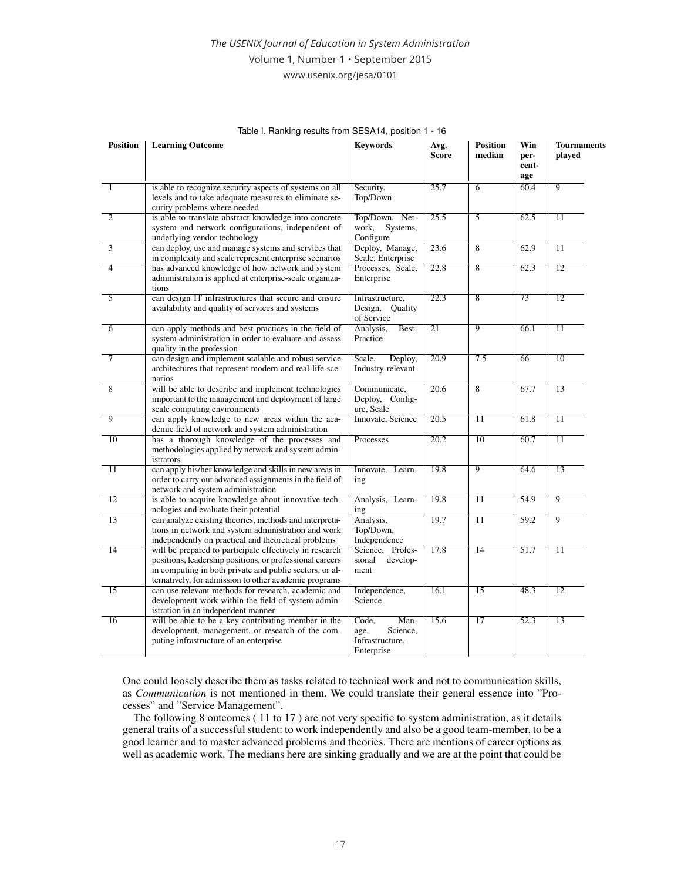Table I. Ranking results from SESA14, position 1 - 16

| Position | Learning Outcome | Keywords | Avg. Score | Position median | Win percentage | Tournaments played |
|---|---|---|---|---|---|---|
| 1 | is able to recognize security aspects of systems on all levels and to take adequate measures to eliminate security problems where needed | Security, Top/Down | 25.7 | 6 | 60.4 | 9 |
| 2 | is able to translate abstract knowledge into concrete system and network configurations, independent of underlying vendor technology | Top/Down, Network, Systems, Configure | 25.5 | 5 | 62.5 | 11 |
| 3 | can deploy, use and manage systems and services that in complexity and scale represent enterprise scenarios | Deploy, Manage, Scale, Enterprise | 23.6 | 8 | 62.9 | 11 |
| 4 | has advanced knowledge of how network and system administration is applied at enterprise-scale organizations | Processes, Scale, Enterprise | 22.8 | 8 | 62.3 | 12 |
| 5 | can design IT infrastructures that secure and ensure availability and quality of services and systems | Infrastructure, Design, Quality of Service | 22.3 | 8 | 73 | 12 |
| 6 | can apply methods and best practices in the field of system administration in order to evaluate and assess quality in the profession | Analysis, Best-Practice | 21 | 9 | 66.1 | 11 |
| 7 | can design and implement scalable and robust service architectures that represent modern and real-life scenarios | Scale, Deploy, Industry-relevant | 20.9 | 7.5 | 66 | 10 |
| 8 | will be able to describe and implement technologies important to the management and deployment of large scale computing environments | Communicate, Deploy, Configure, Scale | 20.6 | 8 | 67.7 | 13 |
| 9 | can apply knowledge to new areas within the academic field of network and system administration | Innovate, Science | 20.5 | 11 | 61.8 | 11 |
| 10 | has a thorough knowledge of the processes and methodologies applied by network and system administrators | Processes | 20.2 | 10 | 60.7 | 11 |
| 11 | can apply his/her knowledge and skills in new areas in order to carry out advanced assignments in the field of network and system administration | Innovate, Learning | 19.8 | 9 | 64.6 | 13 |
| 12 | is able to acquire knowledge about innovative technologies and evaluate their potential | Analysis, Learning | 19.8 | 11 | 54.9 | 9 |
| 13 | can analyze existing theories, methods and interpretations in network and system administration and work independently on practical and theoretical problems | Analysis, Top/Down, Independence | 19.7 | 11 | 59.2 | 9 |
| 14 | will be prepared to participate effectively in research positions, leadership positions, or professional careers in computing in both private and public sectors, or alternatively, for admission to other academic programs | Science, Professional development | 17.8 | 14 | 51.7 | 11 |
| 15 | can use relevant methods for research, academic and development work within the field of system administration in an independent manner | Independence, Science | 16.1 | 15 | 48.3 | 12 |
| 16 | will be able to be a key contributing member in the development, management, or research of the computing infrastructure of an enterprise | Code, Manage, Science, Infrastructure, Enterprise | 15.6 | 17 | 52.3 | 13 |

One could loosely describe them as tasks related to technical work and not to communication skills, as *Communication* is not mentioned in them. We could translate their general essence into "Processes" and "Service Management".

The following 8 outcomes ( 11 to 17 ) are not very specific to system administration, as it details general traits of a successful student: to work independently and also be a good team-member, to be a good learner and to master advanced problems and theories. There are mentions of career options as well as academic work. The medians here are sinking gradually and we are at the point that could be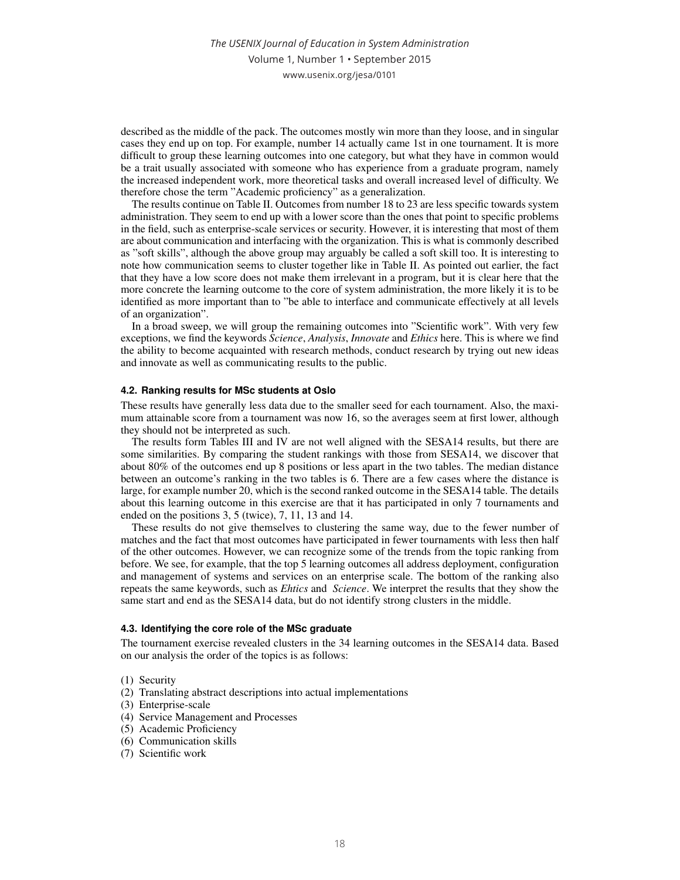described as the middle of the pack. The outcomes mostly win more than they loose, and in singular cases they end up on top. For example, number 14 actually came 1st in one tournament. It is more difficult to group these learning outcomes into one category, but what they have in common would be a trait usually associated with someone who has experience from a graduate program, namely the increased independent work, more theoretical tasks and overall increased level of difficulty. We therefore chose the term "Academic proficiency" as a generalization.

The results continue on Table II. Outcomes from number 18 to 23 are less specific towards system administration. They seem to end up with a lower score than the ones that point to specific problems in the field, such as enterprise-scale services or security. However, it is interesting that most of them are about communication and interfacing with the organization. This is what is commonly described as "soft skills", although the above group may arguably be called a soft skill too. It is interesting to note how communication seems to cluster together like in Table II. As pointed out earlier, the fact that they have a low score does not make them irrelevant in a program, but it is clear here that the more concrete the learning outcome to the core of system administration, the more likely it is to be identified as more important than to "be able to interface and communicate effectively at all levels of an organization".

In a broad sweep, we will group the remaining outcomes into "Scientific work". With very few exceptions, we find the keywords *Science*, *Analysis*, *Innovate* and *Ethics* here. This is where we find the ability to become acquainted with research methods, conduct research by trying out new ideas and innovate as well as communicating results to the public.

### 4.2. Ranking results for MSc students at Oslo

These results have generally less data due to the smaller seed for each tournament. Also, the maximum attainable score from a tournament was now 16, so the averages seem at first lower, although they should not be interpreted as such.

The results form Tables III and IV are not well aligned with the SESA14 results, but there are some similarities. By comparing the student rankings with those from SESA14, we discover that about 80% of the outcomes end up 8 positions or less apart in the two tables. The median distance between an outcome's ranking in the two tables is 6. There are a few cases where the distance is large, for example number 20, which is the second ranked outcome in the SESA14 table. The details about this learning outcome in this exercise are that it has participated in only 7 tournaments and ended on the positions 3, 5 (twice), 7, 11, 13 and 14.

These results do not give themselves to clustering the same way, due to the fewer number of matches and the fact that most outcomes have participated in fewer tournaments with less then half of the other outcomes. However, we can recognize some of the trends from the topic ranking from before. We see, for example, that the top 5 learning outcomes all address deployment, configuration and management of systems and services on an enterprise scale. The bottom of the ranking also repeats the same keywords, such as *Ehtics* and *Science*. We interpret the results that they show the same start and end as the SESA14 data, but do not identify strong clusters in the middle.

### 4.3. Identifying the core role of the MSc graduate

The tournament exercise revealed clusters in the 34 learning outcomes in the SESA14 data. Based on our analysis the order of the topics is as follows:

(1) Security
(2) Translating abstract descriptions into actual implementations
(3) Enterprise-scale
(4) Service Management and Processes
(5) Academic Proficiency
(6) Communication skills
(7) Scientific work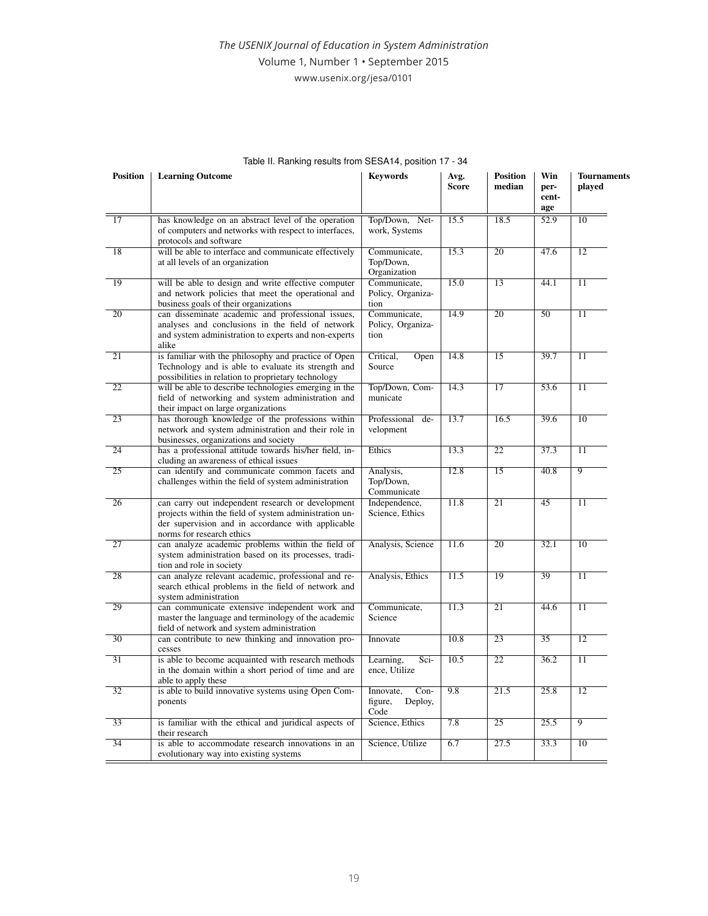Table II. Ranking results from SESA14, position 17 - 34

| Position | Learning Outcome | Keywords | Avg. Score | Position median | Win percentage | Tournaments played |
|---|---|---|---|---|---|---|
| 17 | has knowledge on an abstract level of the operation of computers and networks with respect to interfaces, protocols and software | Top/Down, Network, Systems | 15.5 | 18.5 | 52.9 | 10 |
| 18 | will be able to interface and communicate effectively at all levels of an organization | Communicate, Top/Down, Organization | 15.3 | 20 | 47.6 | 12 |
| 19 | will be able to design and write effective computer and network policies that meet the operational and business goals of their organizations | Communicate, Policy, Organization | 15.0 | 13 | 44.1 | 11 |
| 20 | can disseminate academic and professional issues, analyses and conclusions in the field of network and system administration to experts and non-experts alike | Communicate, Policy, Organization | 14.9 | 20 | 50 | 11 |
| 21 | is familiar with the philosophy and practice of Open Technology and is able to evaluate its strength and possibilities in relation to proprietary technology | Critical, Open Source | 14.8 | 15 | 39.7 | 11 |
| 22 | will be able to describe technologies emerging in the field of networking and system administration and their impact on large organizations | Top/Down, Communicate | 14.3 | 17 | 53.6 | 11 |
| 23 | has thorough knowledge of the professions within network and system administration and their role in businesses, organizations and society | Professional development | 13.7 | 16.5 | 39.6 | 10 |
| 24 | has a professional attitude towards his/her field, including an awareness of ethical issues | Ethics | 13.3 | 22 | 37.3 | 11 |
| 25 | can identify and communicate common facets and challenges within the field of system administration | Analysis, Top/Down, Communicate | 12.8 | 15 | 40.8 | 9 |
| 26 | can carry out independent research or development projects within the field of system administration under supervision and in accordance with applicable norms for research ethics | Independence, Science, Ethics | 11.8 | 21 | 45 | 11 |
| 27 | can analyze academic problems within the field of system administration based on its processes, tradition and role in society | Analysis, Science | 11.6 | 20 | 32.1 | 10 |
| 28 | can analyze relevant academic, professional and research ethical problems in the field of network and system administration | Analysis, Ethics | 11.5 | 19 | 39 | 11 |
| 29 | can communicate extensive independent work and master the language and terminology of the academic field of network and system administration | Communicate, Science | 11.3 | 21 | 44.6 | 11 |
| 30 | can contribute to new thinking and innovation processes | Innovate | 10.8 | 23 | 35 | 12 |
| 31 | is able to become acquainted with research methods in the domain within a short period of time and are able to apply these | Learning, Science, Utilize | 10.5 | 22 | 36.2 | 11 |
| 32 | is able to build innovative systems using Open Components | Innovate, Configure, Deploy, Code | 9.8 | 21.5 | 25.8 | 12 |
| 33 | is familiar with the ethical and juridical aspects of their research | Science, Ethics | 7.8 | 25 | 25.5 | 9 |
| 34 | is able to accommodate research innovations in an evolutionary way into existing systems | Science, Utilize | 6.7 | 27.5 | 33.3 | 10 |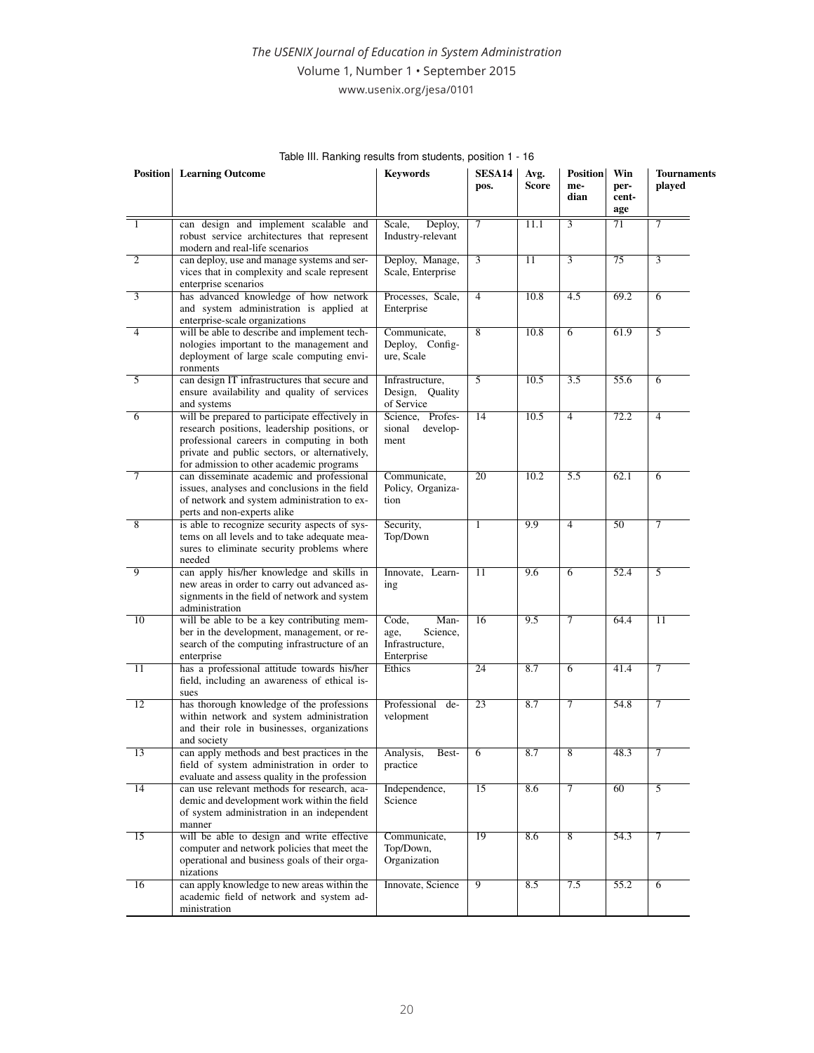Table III. Ranking results from students, position 1 - 16

| Position | Learning Outcome | Keywords | SESA14 pos. | Avg. Score | Position median | Win percentage | Tournaments played |
|---|---|---|---|---|---|---|---|
| 1 | can design and implement scalable and robust service architectures that represent modern and real-life scenarios | Scale, Deploy, Industry-relevant | 7 | 11.1 | 3 | 71 | 7 |
| 2 | can deploy, use and manage systems and services that in complexity and scale represent enterprise scenarios | Deploy, Manage, Scale, Enterprise | 3 | 11 | 3 | 75 | 3 |
| 3 | has advanced knowledge of how network and system administration is applied at enterprise-scale organizations | Processes, Scale, Enterprise | 4 | 10.8 | 4.5 | 69.2 | 6 |
| 4 | will be able to describe and implement technologies important to the management and deployment of large scale computing environments | Communicate, Deploy, Configure, Scale | 8 | 10.8 | 6 | 61.9 | 5 |
| 5 | can design IT infrastructures that secure and ensure availability and quality of services and systems | Infrastructure, Design, Quality of Service | 5 | 10.5 | 3.5 | 55.6 | 6 |
| 6 | will be prepared to participate effectively in research positions, leadership positions, or professional careers in computing in both private and public sectors, or alternatively, for admission to other academic programs | Science, Professional development | 14 | 10.5 | 4 | 72.2 | 4 |
| 7 | can disseminate academic and professional issues, analyses and conclusions in the field of network and system administration to experts and non-experts alike | Communicate, Policy, Organization | 20 | 10.2 | 5.5 | 62.1 | 6 |
| 8 | is able to recognize security aspects of systems on all levels and to take adequate measures to eliminate security problems where needed | Security, Top/Down | 1 | 9.9 | 4 | 50 | 7 |
| 9 | can apply his/her knowledge and skills in new areas in order to carry out advanced assignments in the field of network and system administration | Innovate, Learning | 11 | 9.6 | 6 | 52.4 | 5 |
| 10 | will be able to be a key contributing member in the development, management, or research of the computing infrastructure of an enterprise | Code, Manage, Science, Infrastructure, Enterprise | 16 | 9.5 | 7 | 64.4 | 11 |
| 11 | has a professional attitude towards his/her field, including an awareness of ethical issues | Ethics | 24 | 8.7 | 6 | 41.4 | 7 |
| 12 | has thorough knowledge of the professions within network and system administration and their role in businesses, organizations and society | Professional development | 23 | 8.7 | 7 | 54.8 | 7 |
| 13 | can apply methods and best practices in the field of system administration in order to evaluate and assess quality in the profession | Analysis, Best-practice | 6 | 8.7 | 8 | 48.3 | 7 |
| 14 | can use relevant methods for research, academic and development work within the field of system administration in an independent manner | Independence, Science | 15 | 8.6 | 7 | 60 | 5 |
| 15 | will be able to design and write effective computer and network policies that meet the operational and business goals of their organizations | Communicate, Top/Down, Organization | 19 | 8.6 | 8 | 54.3 | 7 |
| 16 | can apply knowledge to new areas within the academic field of network and system administration | Innovate, Science | 9 | 8.5 | 7.5 | 55.2 | 6 |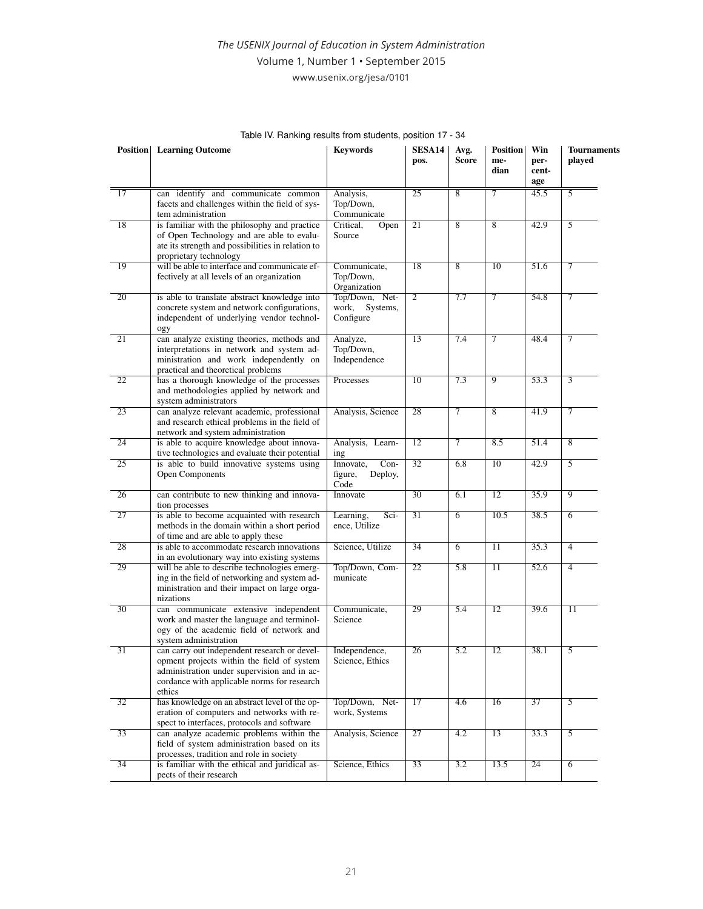Table IV. Ranking results from students, position 17 - 34

| Position | Learning Outcome | Keywords | SESA14 pos. | Avg. Score | Position median | Win percentage | Tournaments played |
|---|---|---|---|---|---|---|---|
| 17 | can identify and communicate common facets and challenges within the field of system administration | Analysis, Top/Down, Communicate | 25 | 8 | 7 | 45.5 | 5 |
| 18 | is familiar with the philosophy and practice of Open Technology and are able to evaluate its strength and possibilities in relation to proprietary technology | Critical, Open Source | 21 | 8 | 8 | 42.9 | 5 |
| 19 | will be able to interface and communicate effectively at all levels of an organization | Communicate, Top/Down, Organization | 18 | 8 | 10 | 51.6 | 7 |
| 20 | is able to translate abstract knowledge into concrete system and network configurations, independent of underlying vendor technology | Top/Down, Network, Systems, Configure | 2 | 7.7 | 7 | 54.8 | 7 |
| 21 | can analyze existing theories, methods and interpretations in network and system administration and work independently on practical and theoretical problems | Analyze, Top/Down, Independence | 13 | 7.4 | 7 | 48.4 | 7 |
| 22 | has a thorough knowledge of the processes and methodologies applied by network and system administrators | Processes | 10 | 7.3 | 9 | 53.3 | 3 |
| 23 | can analyze relevant academic, professional and research ethical problems in the field of network and system administration | Analysis, Science | 28 | 7 | 8 | 41.9 | 7 |
| 24 | is able to acquire knowledge about innovative technologies and evaluate their potential | Analysis, Learning | 12 | 7 | 8.5 | 51.4 | 8 |
| 25 | is able to build innovative systems using Open Components | Innovate, Configure, Deploy, Code | 32 | 6.8 | 10 | 42.9 | 5 |
| 26 | can contribute to new thinking and innovation processes | Innovate | 30 | 6.1 | 12 | 35.9 | 9 |
| 27 | is able to become acquainted with research methods in the domain within a short period of time and are able to apply these | Learning, Science, Utilize | 31 | 6 | 10.5 | 38.5 | 6 |
| 28 | is able to accommodate research innovations in an evolutionary way into existing systems | Science, Utilize | 34 | 6 | 11 | 35.3 | 4 |
| 29 | will be able to describe technologies emerging in the field of networking and system administration and their impact on large organizations | Top/Down, Communicate | 22 | 5.8 | 11 | 52.6 | 4 |
| 30 | can communicate extensive independent work and master the language and terminology of the academic field of network and system administration | Communicate, Science | 29 | 5.4 | 12 | 39.6 | 11 |
| 31 | can carry out independent research or development projects within the field of system administration under supervision and in accordance with applicable norms for research ethics | Independence, Science, Ethics | 26 | 5.2 | 12 | 38.1 | 5 |
| 32 | has knowledge on an abstract level of the operation of computers and networks with respect to interfaces, protocols and software | Top/Down, Network, Systems | 17 | 4.6 | 16 | 37 | 5 |
| 33 | can analyze academic problems within the field of system administration based on its processes, tradition and role in society | Analysis, Science | 27 | 4.2 | 13 | 33.3 | 5 |
| 34 | is familiar with the ethical and juridical aspects of their research | Science, Ethics | 33 | 3.2 | 13.5 | 24 | 6 |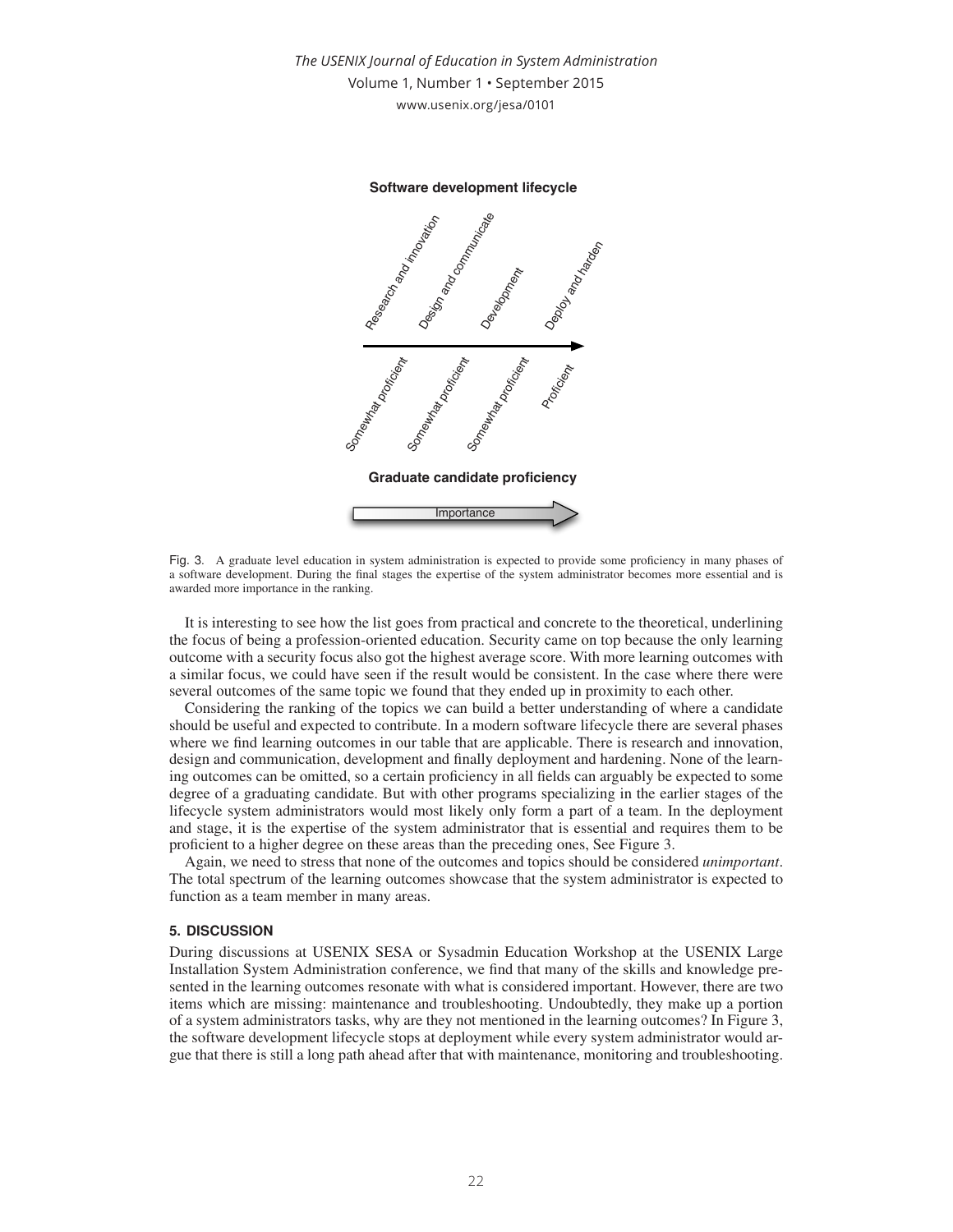**Software development lifecycle**

Research and innovation

Design and communicate

Development

Deploy and harden

Somewhat proficient

Somewhat proficient

Somewhat proficient

Proficient

**Graduate candidate proficiency**

Importance

Fig. 3. A graduate level education in system administration is expected to provide some proficiency in many phases of a software development. During the final stages the expertise of the system administrator becomes more essential and is awarded more importance in the ranking.

It is interesting to see how the list goes from practical and concrete to the theoretical, underlining the focus of being a profession-oriented education. Security came on top because the only learning outcome with a security focus also got the highest average score. With more learning outcomes with a similar focus, we could have seen if the result would be consistent. In the case where there were several outcomes of the same topic we found that they ended up in proximity to each other.

Considering the ranking of the topics we can build a better understanding of where a candidate should be useful and expected to contribute. In a modern software lifecycle there are several phases where we find learning outcomes in our table that are applicable. There is research and innovation, design and communication, development and finally deployment and hardening. None of the learning outcomes can be omitted, so a certain proficiency in all fields can arguably be expected to some degree of a graduating candidate. But with other programs specializing in the earlier stages of the lifecycle system administrators would most likely only form a part of a team. In the deployment and stage, it is the expertise of the system administrator that is essential and requires them to be proficient to a higher degree on these areas than the preceding ones, See Figure 3.

Again, we need to stress that none of the outcomes and topics should be considered *unimportant*. The total spectrum of the learning outcomes showcase that the system administrator is expected to function as a team member in many areas.

## 5. DISCUSSION

During discussions at USENIX SESA or Sysadmin Education Workshop at the USENIX Large Installation System Administration conference, we find that many of the skills and knowledge presented in the learning outcomes resonate with what is considered important. However, there are two items which are missing: maintenance and troubleshooting. Undoubtedly, they make up a portion of a system administrators tasks, why are they not mentioned in the learning outcomes? In Figure 3, the software development lifecycle stops at deployment while every system administrator would argue that there is still a long path ahead after that with maintenance, monitoring and troubleshooting.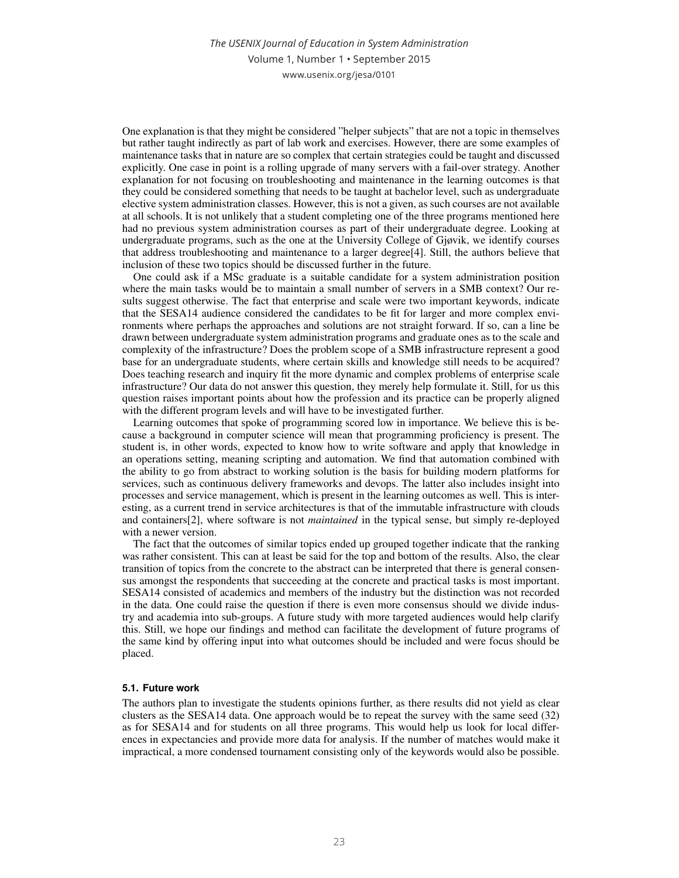One explanation is that they might be considered "helper subjects" that are not a topic in themselves but rather taught indirectly as part of lab work and exercises. However, there are some examples of maintenance tasks that in nature are so complex that certain strategies could be taught and discussed explicitly. One case in point is a rolling upgrade of many servers with a fail-over strategy. Another explanation for not focusing on troubleshooting and maintenance in the learning outcomes is that they could be considered something that needs to be taught at bachelor level, such as undergraduate elective system administration classes. However, this is not a given, as such courses are not available at all schools. It is not unlikely that a student completing one of the three programs mentioned here had no previous system administration courses as part of their undergraduate degree. Looking at undergraduate programs, such as the one at the University College of Gjøvik, we identify courses that address troubleshooting and maintenance to a larger degree[4]. Still, the authors believe that inclusion of these two topics should be discussed further in the future.

One could ask if a MSc graduate is a suitable candidate for a system administration position where the main tasks would be to maintain a small number of servers in a SMB context? Our results suggest otherwise. The fact that enterprise and scale were two important keywords, indicate that the SESA14 audience considered the candidates to be fit for larger and more complex environments where perhaps the approaches and solutions are not straight forward. If so, can a line be drawn between undergraduate system administration programs and graduate ones as to the scale and complexity of the infrastructure? Does the problem scope of a SMB infrastructure represent a good base for an undergraduate students, where certain skills and knowledge still needs to be acquired? Does teaching research and inquiry fit the more dynamic and complex problems of enterprise scale infrastructure? Our data do not answer this question, they merely help formulate it. Still, for us this question raises important points about how the profession and its practice can be properly aligned with the different program levels and will have to be investigated further.

Learning outcomes that spoke of programming scored low in importance. We believe this is because a background in computer science will mean that programming proficiency is present. The student is, in other words, expected to know how to write software and apply that knowledge in an operations setting, meaning scripting and automation. We find that automation combined with the ability to go from abstract to working solution is the basis for building modern platforms for services, such as continuous delivery frameworks and devops. The latter also includes insight into processes and service management, which is present in the learning outcomes as well. This is interesting, as a current trend in service architectures is that of the immutable infrastructure with clouds and containers[2], where software is not *maintained* in the typical sense, but simply re-deployed with a newer version.

The fact that the outcomes of similar topics ended up grouped together indicate that the ranking was rather consistent. This can at least be said for the top and bottom of the results. Also, the clear transition of topics from the concrete to the abstract can be interpreted that there is general consensus amongst the respondents that succeeding at the concrete and practical tasks is most important. SESA14 consisted of academics and members of the industry but the distinction was not recorded in the data. One could raise the question if there is even more consensus should we divide industry and academia into sub-groups. A future study with more targeted audiences would help clarify this. Still, we hope our findings and method can facilitate the development of future programs of the same kind by offering input into what outcomes should be included and were focus should be placed.

### 5.1. Future work

The authors plan to investigate the students opinions further, as there results did not yield as clear clusters as the SESA14 data. One approach would be to repeat the survey with the same seed (32) as for SESA14 and for students on all three programs. This would help us look for local differences in expectancies and provide more data for analysis. If the number of matches would make it impractical, a more condensed tournament consisting only of the keywords would also be possible.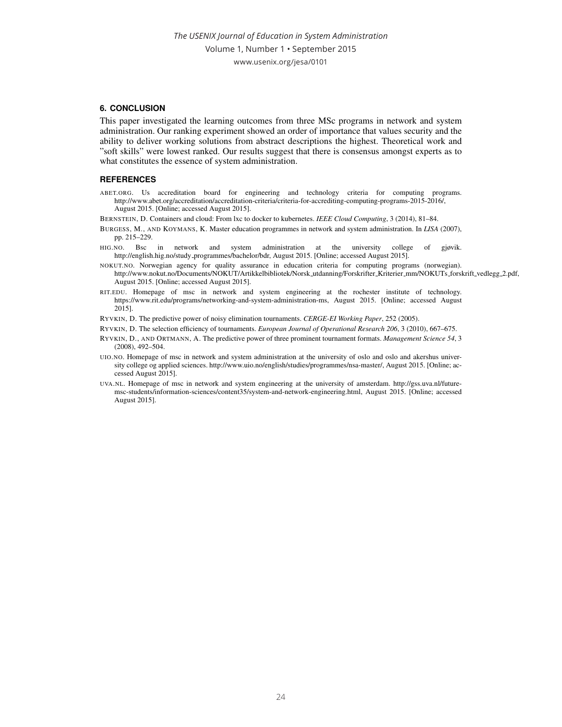## 6. CONCLUSION

This paper investigated the learning outcomes from three MSc programs in network and system administration. Our ranking experiment showed an order of importance that values security and the ability to deliver working solutions from abstract descriptions the highest. Theoretical work and ”soft skills” were lowest ranked. Our results suggest that there is consensus amongst experts as to what constitutes the essence of system administration.

## REFERENCES

ABET.ORG. Us accreditation board for engineering and technology criteria for computing programs. http://www.abet.org/accreditation/accreditation-criteria/criteria-for-accrediting-computing-programs-2015-2016/, August 2015. [Online; accessed August 2015].

BERNSTEIN, D. Containers and cloud: From lxc to docker to kubernetes. *IEEE Cloud Computing*, 3 (2014), 81–84.

BURGESS, M., AND KOYMANS, K. Master education programmes in network and system administration. In *LISA* (2007), pp. 215–229.

HIG.NO. Bsc in network and system administration at the university college of gjøvik. http://english.hig.no/study_programmes/bachelor/bdr, August 2015. [Online; accessed August 2015].

NOKUT.NO. Norwegian agency for quality assurance in education criteria for computing programs (norwegian). http://www.nokut.no/Documents/NOKUT/Artikkelbibliotek/Norsk_utdanning/Forskrifter_Kriterier_mm/NOKUTs_forskrift_vedlegg_2.pdf, August 2015. [Online; accessed August 2015].

RIT.EDU. Homepage of msc in network and system engineering at the rochester institute of technology. https://www.rit.edu/programs/networking-and-system-administration-ms, August 2015. [Online; accessed August 2015].

RYVKIN, D. The predictive power of noisy elimination tournaments. *CERGE-EI Working Paper*, 252 (2005).

RYVKIN, D. The selection efficiency of tournaments. *European Journal of Operational Research 206*, 3 (2010), 667–675.

RYVKIN, D., AND ORTMANN, A. The predictive power of three prominent tournament formats. *Management Science 54*, 3 (2008), 492–504.

UIO.NO. Homepage of msc in network and system administration at the university of oslo and oslo and akershus university college og applied sciences. http://www.uio.no/english/studies/programmes/nsa-master/, August 2015. [Online; accessed August 2015].

UVA.NL. Homepage of msc in network and system engineering at the university of amsterdam. http://gss.uva.nl/future-msc-students/information-sciences/content35/system-and-network-engineering.html, August 2015. [Online; accessed August 2015].